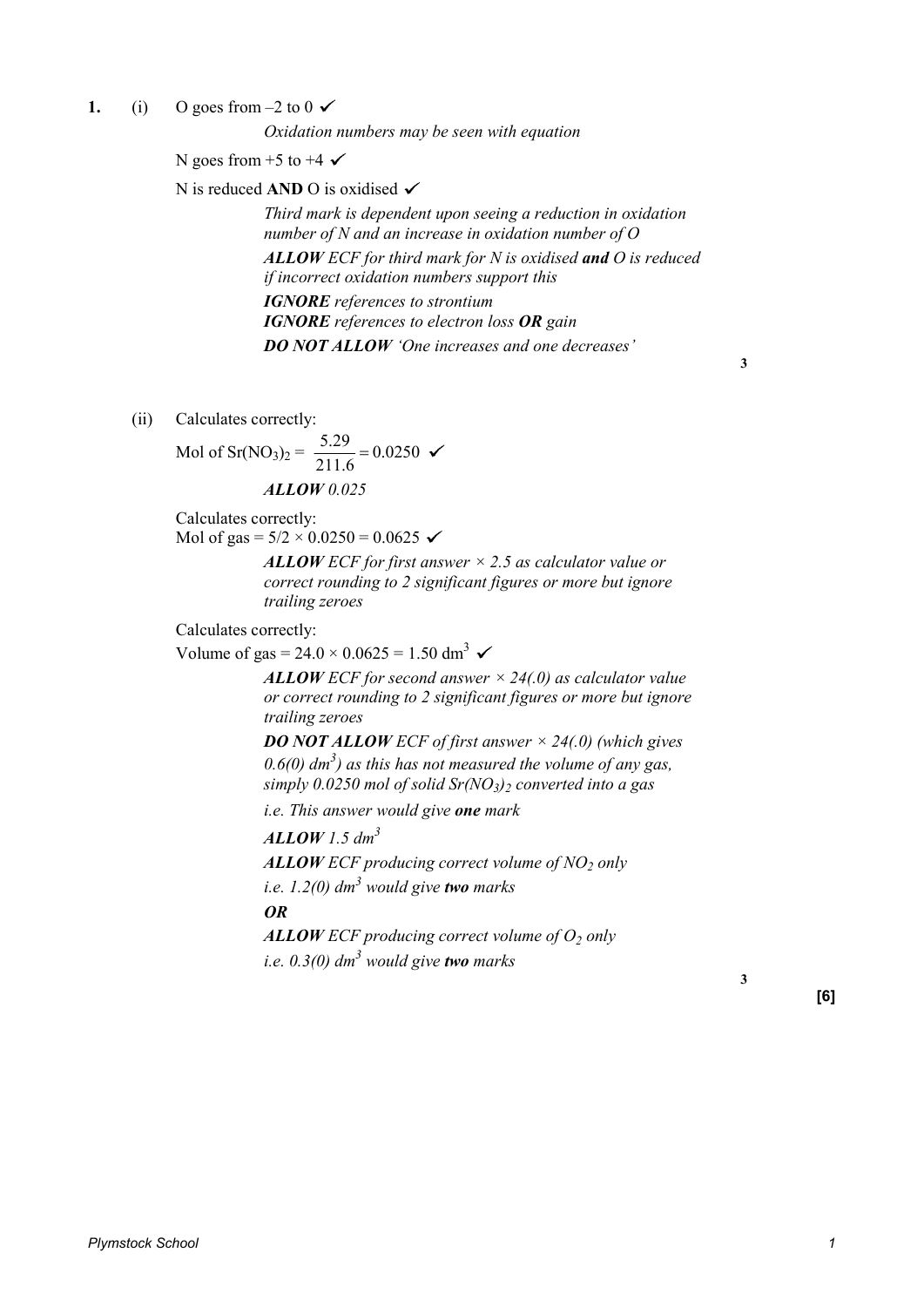**1.** (i) O goes from –2 to 0 ✓

*Oxidation numbers may be seen with equation*

N goes from +5 to +4 ✓

N is reduced **AND** O is oxidised ✓

*Third mark is dependent upon seeing a reduction in oxidation number of N and an increase in oxidation number of O*

***ALLOW** ECF for third mark for N is oxidised **and** O is reduced if incorrect oxidation numbers support this*

***IGNORE** references to strontium*

***IGNORE** references to electron loss **OR** gain*

***DO NOT ALLOW** 'One increases and one decreases'*

**3**

(ii) Calculates correctly:

Mol of $Sr(NO_3)_2$ = $\frac{5.29}{211.6} = 0.0250$ ✓

***ALLOW** 0.025*

Calculates correctly:

Mol of gas = $5/2 \times 0.0250 = 0.0625$ ✓

***ALLOW** ECF for first answer × 2.5 as calculator value or correct rounding to 2 significant figures or more but ignore trailing zeroes*

Calculates correctly:

Volume of gas = $24.0 \times 0.0625 = 1.50$ dm$^3$ ✓

***ALLOW** ECF for second answer × 24(.0) as calculator value or correct rounding to 2 significant figures or more but ignore trailing zeroes*

***DO NOT ALLOW** ECF of first answer × 24(.0) (which gives 0.6(0) dm$^3$) as this has not measured the volume of any gas, simply 0.0250 mol of solid $Sr(NO_3)_2$ converted into a gas*

*i.e. This answer would give **one** mark*

***ALLOW** 1.5 dm$^3$*

***ALLOW** ECF producing correct volume of $NO_2$ only*

*i.e. 1.2(0) dm$^3$ would give **two** marks*

***OR***

***ALLOW** ECF producing correct volume of $O_2$ only*

*i.e. 0.3(0) dm$^3$ would give **two** marks*

**3**

**[6]**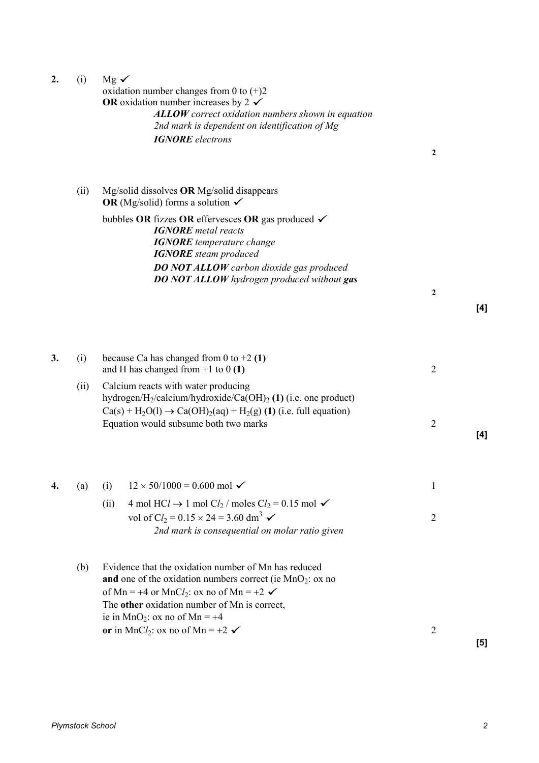**2.** (i) Mg ✓
oxidation number changes from 0 to (+)2
**OR** oxidation number increases by 2 ✓

*ALLOW correct oxidation numbers shown in equation*
*2nd mark is dependent on identification of Mg*
***IGNORE** electrons*

**2**

(ii) Mg/solid dissolves **OR** Mg/solid disappears
**OR** (Mg/solid) forms a solution ✓

bubbles **OR** fizzes **OR** effervesces **OR** gas produced ✓

***IGNORE** metal reacts*
***IGNORE** temperature change*
***IGNORE** steam produced*
***DO NOT ALLOW** carbon dioxide gas produced*
***DO NOT ALLOW** hydrogen produced without **gas***

**2**

**[4]**

**3.** (i) because Ca has changed from 0 to +2 **(1)**
and H has changed from +1 to 0 **(1)** — 2

(ii) Calcium reacts with water producing hydrogen/$H_2$/calcium/hydroxide/$Ca(OH)_2$ **(1)** (i.e. one product)
$Ca(s) + H_2O(l) \rightarrow Ca(OH)_2(aq) + H_2(g)$ **(1)** (i.e. full equation)
Equation would subsume both two marks — 2

**[4]**

**4.** (a) (i) $12 \times 50/1000 = 0.600$ mol ✓ — 1

(ii) 4 mol $HCl \rightarrow$ 1 mol $Cl_2$ / moles $Cl_2 = 0.15$ mol ✓
vol of $Cl_2 = 0.15 \times 24 = 3.60$ $dm^3$ ✓ — 2

*2nd mark is consequential on molar ratio given*

(b) Evidence that the oxidation number of Mn has reduced **and** one of the oxidation numbers correct (ie $MnO_2$: ox no of Mn = +4 or $MnCl_2$: ox no of Mn = +2 ✓
The **other** oxidation number of Mn is correct,
ie in $MnO_2$: ox no of Mn = +4
**or** in $MnCl_2$: ox no of Mn = +2 ✓ — 2

**[5]**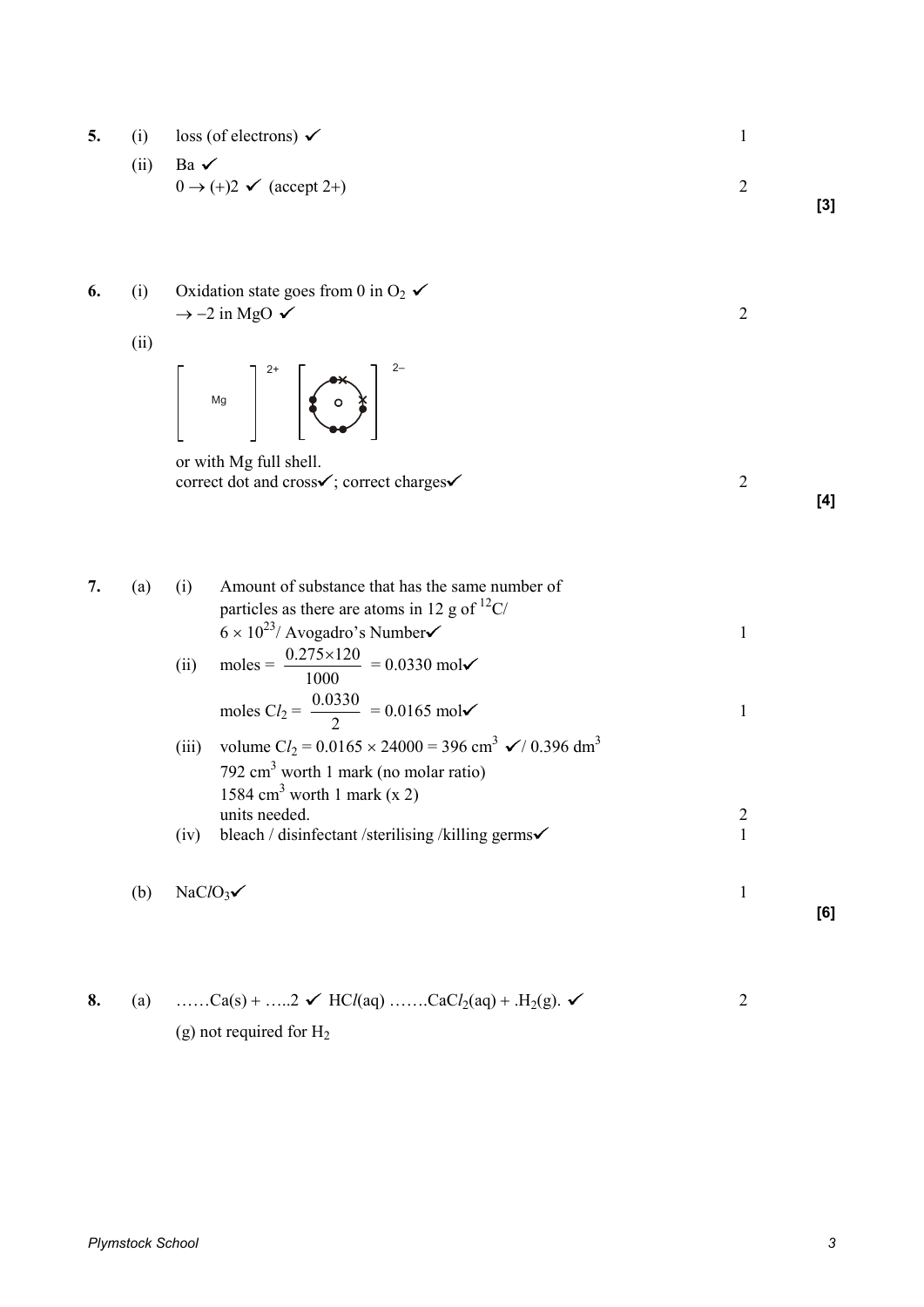**5.** (i) loss (of electrons) ✓ — 1

(ii) Ba ✓
$0 \rightarrow (+)2$ ✓ (accept 2+) — 2

**[3]**

**6.** (i) Oxidation state goes from 0 in $O_2$ ✓
$\rightarrow -2$ in MgO ✓ — 2

(ii) $[\text{Mg}]^{2+}$ $[\text{O}]^{2-}$ (dot and cross diagram)

or with Mg full shell.
correct dot and cross✓; correct charges✓ — 2

**[4]**

**7.** (a) (i) Amount of substance that has the same number of particles as there are atoms in 12 g of $^{12}C$/ $6 \times 10^{23}$/ Avogadro's Number✓ — 1

(ii) moles = $\frac{0.275 \times 120}{1000}$ = 0.0330 mol✓

moles $Cl_2$ = $\frac{0.0330}{2}$ = 0.0165 mol✓ — 1

(iii) volume $Cl_2 = 0.0165 \times 24000 = 396\ cm^3$ ✓/ $0.396\ dm^3$
$792\ cm^3$ worth 1 mark (no molar ratio)
$1584\ cm^3$ worth 1 mark (x 2)
units needed. — 2

(iv) bleach / disinfectant /sterilising /killing germs✓ — 1

(b) $NaClO_3$✓ — 1

**[6]**

**8.** (a) ……Ca(s) + …..2 ✓ HCl(aq) …….$CaCl_2$(aq) + .$H_2$(g). ✓ — 2

(g) not required for $H_2$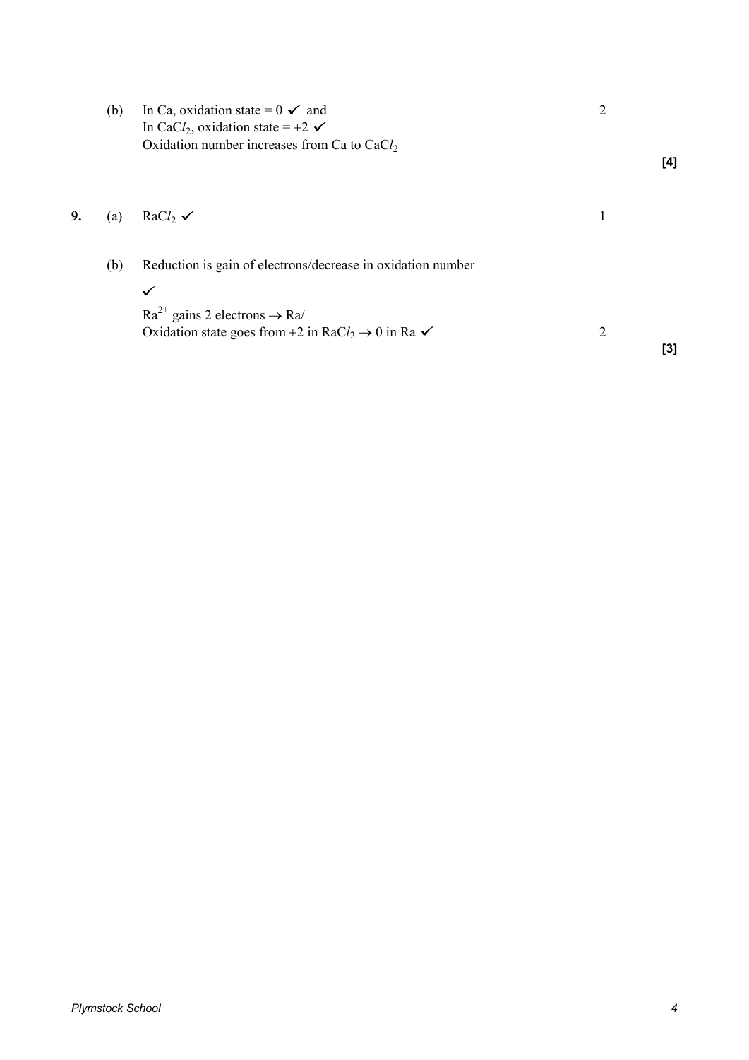(b) In Ca, oxidation state = 0 ✓ and
In $CaCl_2$, oxidation state = +2 ✓
Oxidation number increases from Ca to $CaCl_2$ — 2

**[4]**

**9.** (a) $RaCl_2$ ✓ — 1

(b) Reduction is gain of electrons/decrease in oxidation number ✓
$Ra^{2+}$ gains 2 electrons → Ra/
Oxidation state goes from +2 in $RaCl_2$ → 0 in Ra ✓ — 2

**[3]**